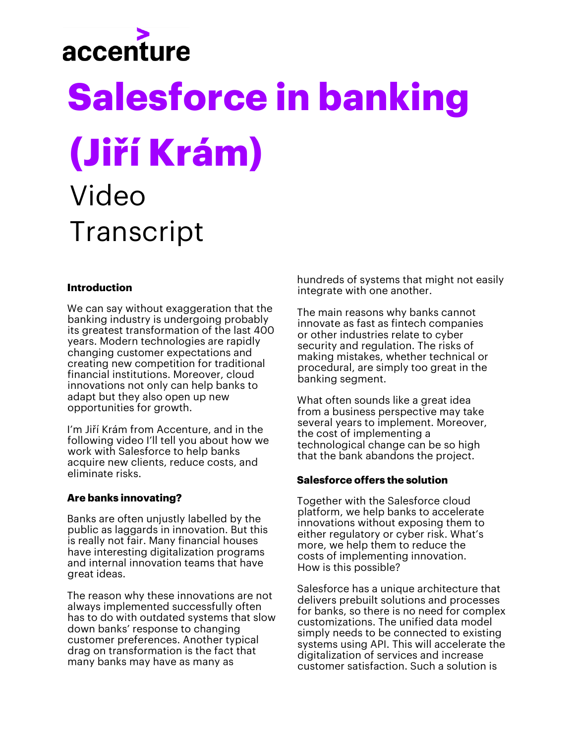accenture

# Salesforce in banking (Jiří Krám)

Video Transcript

### Introduction

We can say without exaggeration that the banking industry is undergoing probably its greatest transformation of the last 400 years. Modern technologies are rapidly changing customer expectations and creating new competition for traditional financial institutions. Moreover, cloud innovations not only can help banks to adapt but they also open up new opportunities for growth.

I'm Jiří Krám from Accenture, and in the following video I'll tell you about how we work with Salesforce to help banks acquire new clients, reduce costs, and eliminate risks.

### Are banks innovating?

Banks are often unjustly labelled by the public as laggards in innovation. But this is really not fair. Many financial houses have interesting digitalization programs and internal innovation teams that have great ideas.

The reason why these innovations are not always implemented successfully often has to do with outdated systems that slow down banks' response to changing customer preferences. Another typical drag on transformation is the fact that many banks may have as many as hundreds of systems that might not easily integrate with one another.

The main reasons why banks cannot innovate as fast as fintech companies or other industries relate to cyber security and regulation. The risks of making mistakes, whether technical or procedural, are simply too great in the banking segment.

What often sounds like a great idea from a business perspective may take several years to implement. Moreover, the cost of implementing a technological change can be so high that the bank abandons the project.

### Salesforce offers the solution

Together with the Salesforce cloud platform, we help banks to accelerate innovations without exposing them to either regulatory or cyber risk. What's more, we help them to reduce the costs of implementing innovation. How is this possible?

Salesforce has a unique architecture that delivers prebuilt solutions and processes for banks, so there is no need for complex customizations. The unified data model simply needs to be connected to existing systems using API. This will accelerate the digitalization of services and increase customer satisfaction. Such a solution is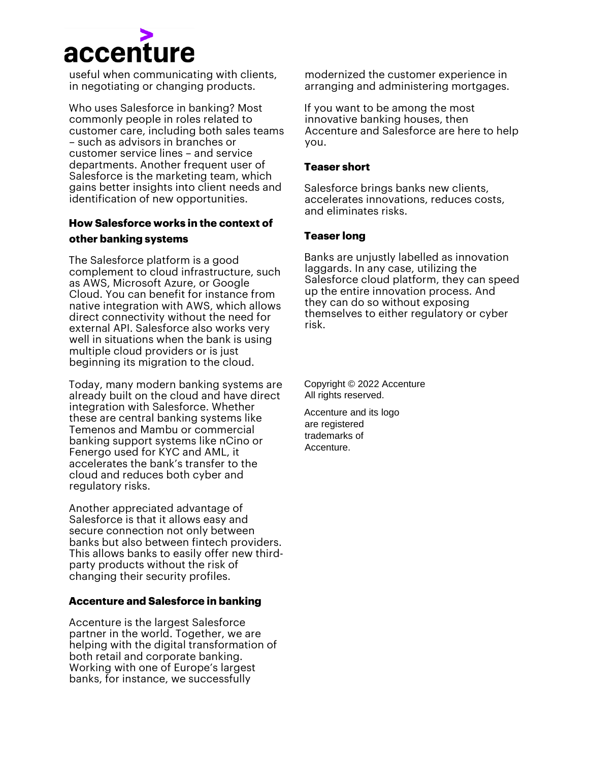useful when communicating with clients, in negotiating or changing products.

Who uses Salesforce in banking? Most commonly people in roles related to customer care, including both sales teams – such as advisors in branches or customer service lines – and service departments. Another frequent user of Salesforce is the marketing team, which gains better insights into client needs and identification of new opportunities.

### How Salesforce works in the context of other banking systems

The Salesforce platform is a good complement to cloud infrastructure, such as AWS, Microsoft Azure, or Google Cloud. You can benefit for instance from native integration with AWS, which allows direct connectivity without the need for external API. Salesforce also works very well in situations when the bank is using multiple cloud providers or is just beginning its migration to the cloud.

Today, many modern banking systems are already built on the cloud and have direct integration with Salesforce. Whether these are central banking systems like Temenos and Mambu or commercial banking support systems like nCino or Fenergo used for KYC and AML, it accelerates the bank's transfer to the cloud and reduces both cyber and regulatory risks.

Another appreciated advantage of Salesforce is that it allows easy and secure connection not only between banks but also between fintech providers. This allows banks to easily offer new third-party products without the risk of changing their security profiles.

### Accenture and Salesforce in banking

Accenture is the largest Salesforce partner in the world. Together, we are helping with the digital transformation of both retail and corporate banking. Working with one of Europe's largest banks, for instance, we successfully modernized the customer experience in arranging and administering mortgages.

If you want to be among the most innovative banking houses, then Accenture and Salesforce are here to help you.

### Teaser short

Salesforce brings banks new clients, accelerates innovations, reduces costs, and eliminates risks.

### Teaser long

Banks are unjustly labelled as innovation laggards. In any case, utilizing the Salesforce cloud platform, they can speed up the entire innovation process. And they can do so without exposing themselves to either regulatory or cyber risk.

Copyright © 2022 Accenture
All rights reserved.

Accenture and its logo are registered trademarks of Accenture.